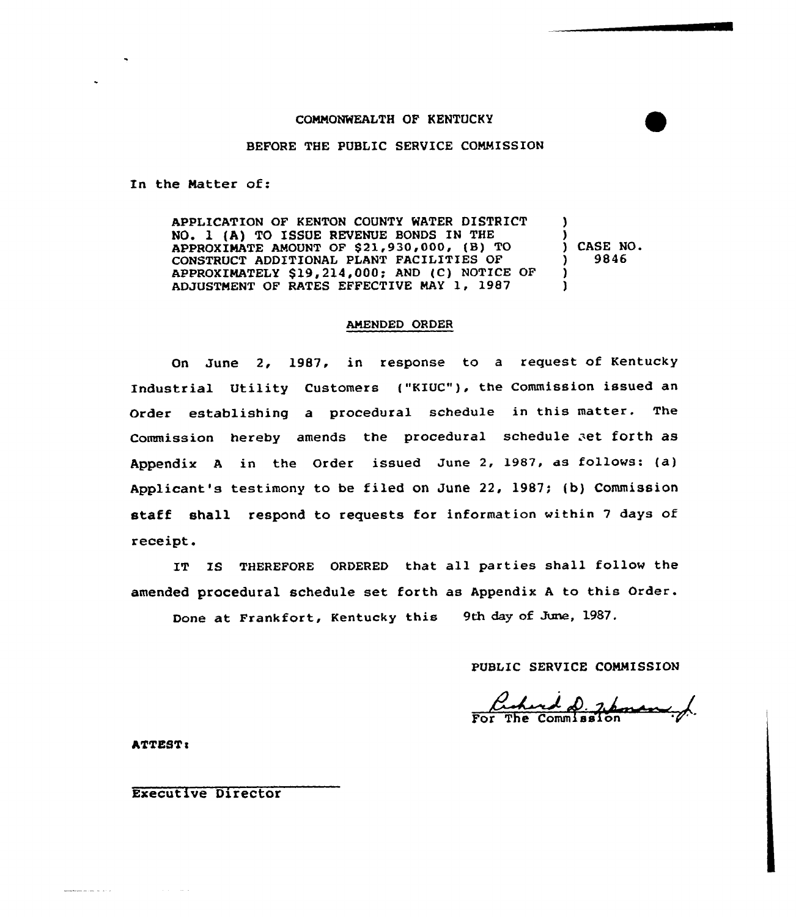COMMONWEALTH OF KENTUCKY

BEFORE THE PUBLIC SERVICE COMMISSION

In the Matter of:

APPLICATION OF KENTON COUNTY WATER DISTRICT NO. 1 (A) TO ISSUE REVENUE BONDS IN THE APPROXIMATE AMOUNT OF $21,930,000, (B) TO CONSTRUCT ADDITIONAL PLANT FACILITIES OF APPROXIMATELY $19,214,000; AND (C) NOTICE OF ADJUSTMENT OF RATES EFFECTIVE MAY 1, 1987 ) CASE NO. 9846

AMENDED ORDER

On June 2, 1987, in response to a request of Kentucky Industrial Utility Customers ("KIUC"), the Commission issued an Order establishing a procedural schedule in this matter. The Commission hereby amends the procedural schedule set forth as Appendix A in the Order issued June 2, 1987, as follows: (a) Applicant's testimony to be filed on June 22, 1987; (b) Commission staff shall respond to requests for information within 7 days of receipt.

IT IS THEREFORE ORDERED that all parties shall follow the amended procedural schedule set forth as Appendix A to this Order.

Done at Frankfort, Kentucky this 9th day of June, 1987.

PUBLIC SERVICE COMMISSION

For The Commission

ATTEST:

Executive Director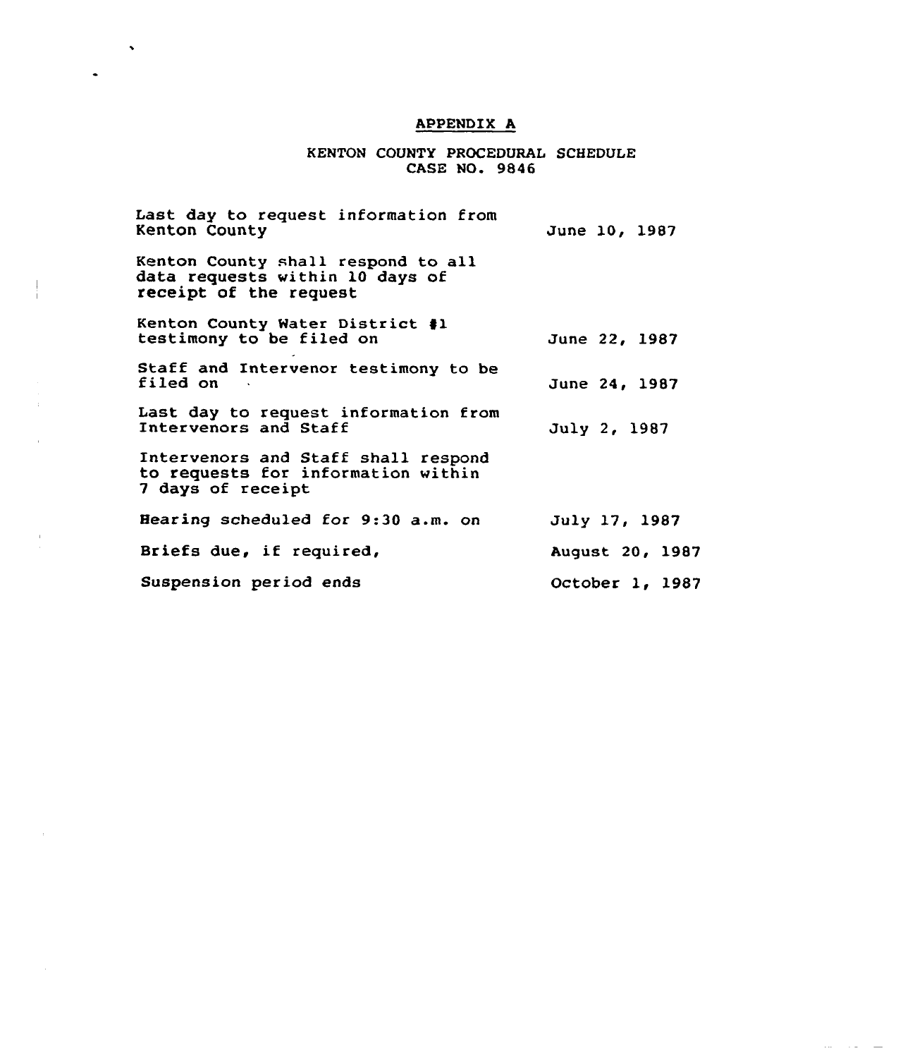## APPENDIX A

### KENTON COUNTY PROCEDURAL SCHEDULE
### CASE NO. 9846

| | |
|---|---|
| Last day to request information from Kenton County | June 10, 1987 |
| Kenton County shall respond to all data requests within 10 days of receipt of the request | |
| Kenton County Water District #1 testimony to be filed on | June 22, 1987 |
| Staff and Intervenor testimony to be filed on | June 24, 1987 |
| Last day to request information from Intervenors and Staff | July 2, 1987 |
| Intervenors and Staff shall respond to requests for information within 7 days of receipt | |
| Hearing scheduled for 9:30 a.m. on | July 17, 1987 |
| Briefs due, if required, | August 20, 1987 |
| Suspension period ends | October 1, 1987 |